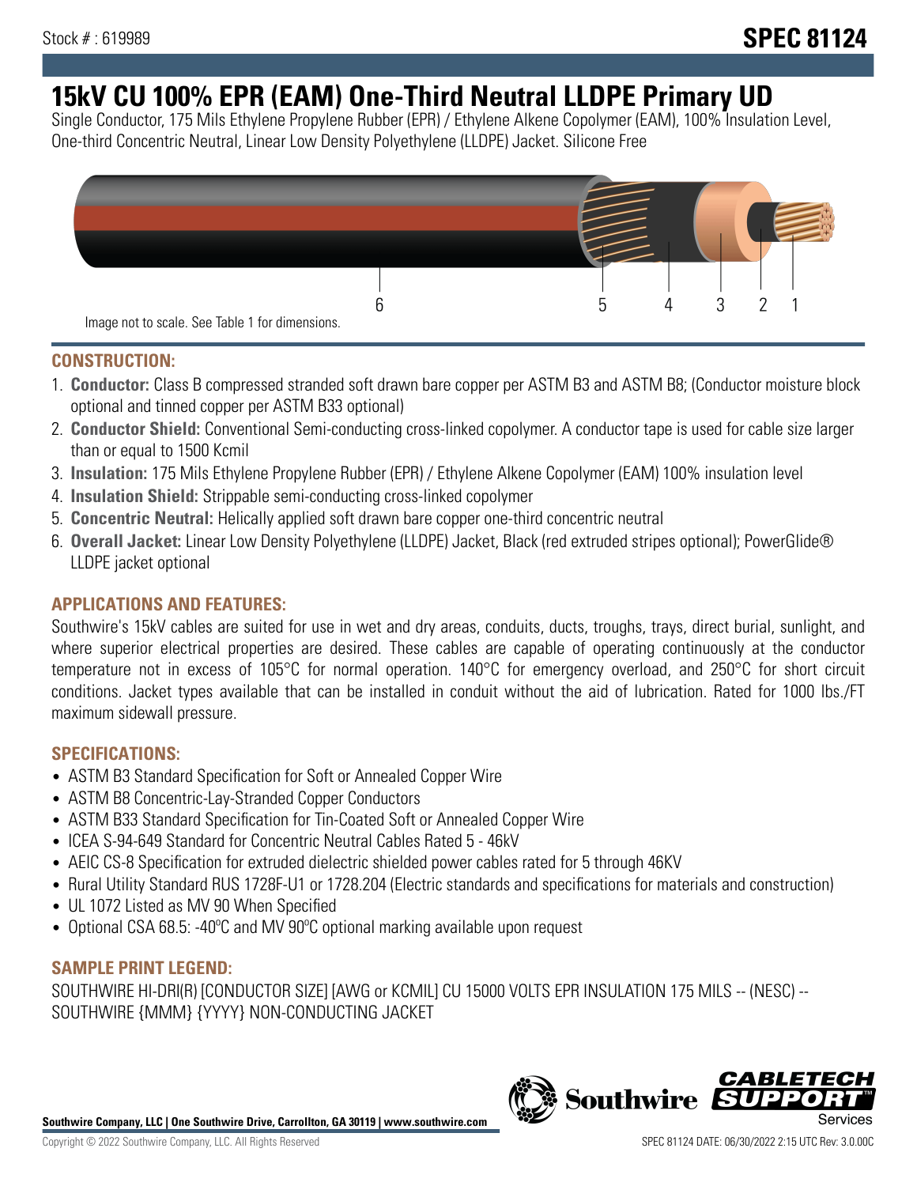Stock # : 619989

# SPEC 81124

# 15kV CU 100% EPR (EAM) One-Third Neutral LLDPE Primary UD

Single Conductor, 175 Mils Ethylene Propylene Rubber (EPR) / Ethylene Alkene Copolymer (EAM), 100% Insulation Level, One-third Concentric Neutral, Linear Low Density Polyethylene (LLDPE) Jacket. Silicone Free

Image not to scale. See Table 1 for dimensions.

## CONSTRUCTION:

1. **Conductor:** Class B compressed stranded soft drawn bare copper per ASTM B3 and ASTM B8; (Conductor moisture block optional and tinned copper per ASTM B33 optional)
2. **Conductor Shield:** Conventional Semi-conducting cross-linked copolymer. A conductor tape is used for cable size larger than or equal to 1500 Kcmil
3. **Insulation:** 175 Mils Ethylene Propylene Rubber (EPR) / Ethylene Alkene Copolymer (EAM) 100% insulation level
4. **Insulation Shield:** Strippable semi-conducting cross-linked copolymer
5. **Concentric Neutral:** Helically applied soft drawn bare copper one-third concentric neutral
6. **Overall Jacket:** Linear Low Density Polyethylene (LLDPE) Jacket, Black (red extruded stripes optional); PowerGlide® LLDPE jacket optional

## APPLICATIONS AND FEATURES:

Southwire's 15kV cables are suited for use in wet and dry areas, conduits, ducts, troughs, trays, direct burial, sunlight, and where superior electrical properties are desired. These cables are capable of operating continuously at the conductor temperature not in excess of 105°C for normal operation. 140°C for emergency overload, and 250°C for short circuit conditions. Jacket types available that can be installed in conduit without the aid of lubrication. Rated for 1000 lbs./FT maximum sidewall pressure.

## SPECIFICATIONS:

- ASTM B3 Standard Specification for Soft or Annealed Copper Wire
- ASTM B8 Concentric-Lay-Stranded Copper Conductors
- ASTM B33 Standard Specification for Tin-Coated Soft or Annealed Copper Wire
- ICEA S-94-649 Standard for Concentric Neutral Cables Rated 5 - 46kV
- AEIC CS-8 Specification for extruded dielectric shielded power cables rated for 5 through 46KV
- Rural Utility Standard RUS 1728F-U1 or 1728.204 (Electric standards and specifications for materials and construction)
- UL 1072 Listed as MV 90 When Specified
- Optional CSA 68.5: -40ºC and MV 90ºC optional marking available upon request

## SAMPLE PRINT LEGEND:

SOUTHWIRE HI-DRI(R) [CONDUCTOR SIZE] [AWG or KCMIL] CU 15000 VOLTS EPR INSULATION 175 MILS -- (NESC) -- SOUTHWIRE {MMM} {YYYY} NON-CONDUCTING JACKET

Southwire Company, LLC | One Southwire Drive, Carrollton, GA 30119 | www.southwire.com

Copyright © 2022 Southwire Company, LLC. All Rights Reserved

SPEC 81124 DATE: 06/30/2022 2:15 UTC Rev: 3.0.00C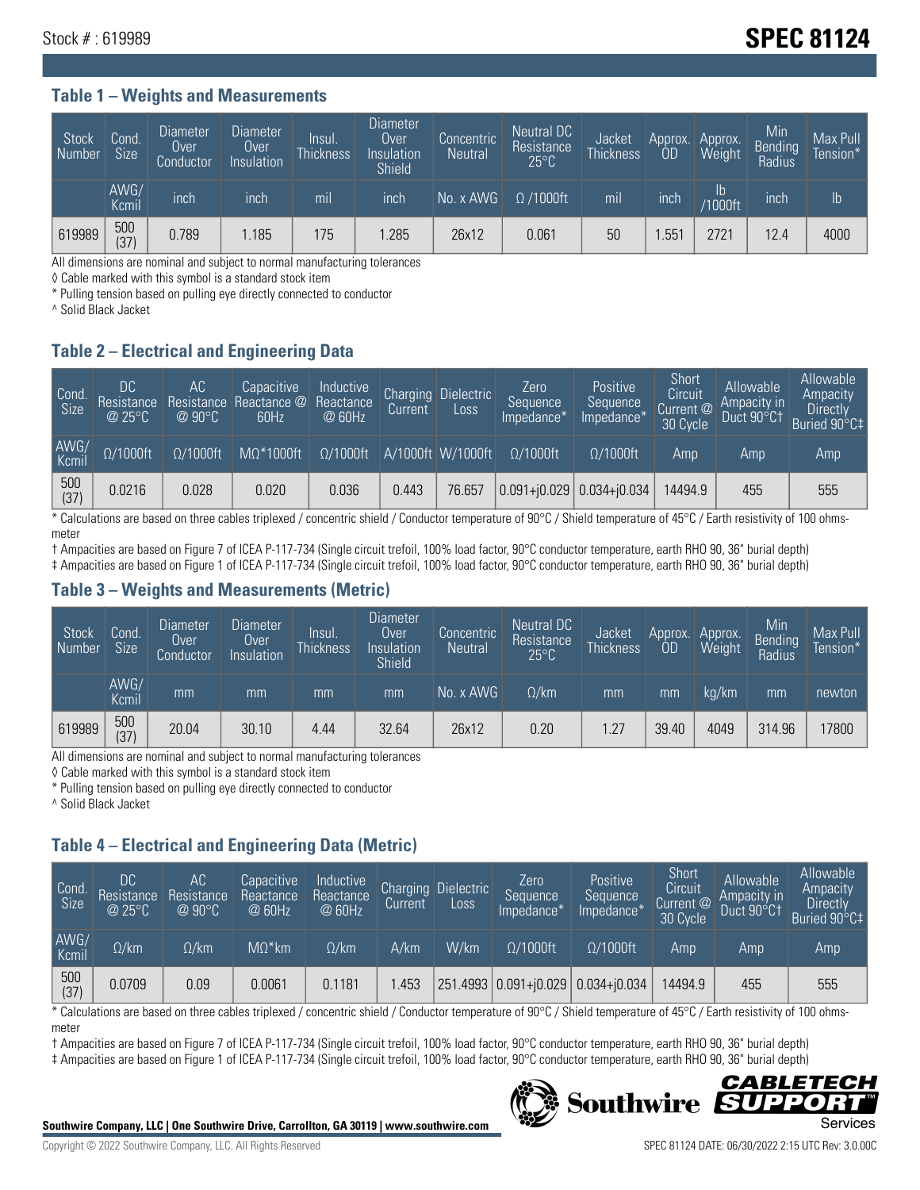Stock # : 619989

# SPEC 81124

### Table 1 – Weights and Measurements

| Stock Number | Cond. Size | Diameter Over Conductor | Diameter Over Insulation | Insul. Thickness | Diameter Over Insulation Shield | Concentric Neutral | Neutral DC Resistance 25°C | Jacket Thickness | Approx. OD | Approx. Weight | Min Bending Radius | Max Pull Tension* |
|---|---|---|---|---|---|---|---|---|---|---|---|---|
| | AWG/ Kcmil | inch | inch | mil | inch | No. x AWG | Ω /1000ft | mil | inch | lb /1000ft | inch | lb |
| 619989 | 500 (37) | 0.789 | 1.185 | 175 | 1.285 | 26x12 | 0.061 | 50 | 1.551 | 2721 | 12.4 | 4000 |

All dimensions are nominal and subject to normal manufacturing tolerances

◊ Cable marked with this symbol is a standard stock item

* Pulling tension based on pulling eye directly connected to conductor

^ Solid Black Jacket

### Table 2 – Electrical and Engineering Data

| Cond. Size | DC Resistance @ 25°C | AC Resistance @ 90°C | Capacitive Reactance @ 60Hz | Inductive Reactance @ 60Hz | Charging Current | Dielectric Loss | Zero Sequence Impedance* | Positive Sequence Impedance* | Short Circuit Current @ 30 Cycle | Allowable Ampacity in Duct 90°C† | Allowable Ampacity Directly Buried 90°C‡ |
|---|---|---|---|---|---|---|---|---|---|---|---|
| AWG/ Kcmil | Ω/1000ft | Ω/1000ft | MΩ*1000ft | Ω/1000ft | A/1000ft | W/1000ft | Ω/1000ft | Ω/1000ft | Amp | Amp | Amp |
| 500 (37) | 0.0216 | 0.028 | 0.020 | 0.036 | 0.443 | 76.657 | 0.091+j0.029 | 0.034+j0.034 | 14494.9 | 455 | 555 |

* Calculations are based on three cables triplexed / concentric shield / Conductor temperature of 90°C / Shield temperature of 45°C / Earth resistivity of 100 ohms-meter

† Ampacities are based on Figure 7 of ICEA P-117-734 (Single circuit trefoil, 100% load factor, 90°C conductor temperature, earth RHO 90, 36" burial depth)

‡ Ampacities are based on Figure 1 of ICEA P-117-734 (Single circuit trefoil, 100% load factor, 90°C conductor temperature, earth RHO 90, 36" burial depth)

### Table 3 – Weights and Measurements (Metric)

| Stock Number | Cond. Size | Diameter Over Conductor | Diameter Over Insulation | Insul. Thickness | Diameter Over Insulation Shield | Concentric Neutral | Neutral DC Resistance 25°C | Jacket Thickness | Approx. OD | Approx. Weight | Min Bending Radius | Max Pull Tension* |
|---|---|---|---|---|---|---|---|---|---|---|---|---|
| | AWG/ Kcmil | mm | mm | mm | mm | No. x AWG | Ω/km | mm | mm | kg/km | mm | newton |
| 619989 | 500 (37) | 20.04 | 30.10 | 4.44 | 32.64 | 26x12 | 0.20 | 1.27 | 39.40 | 4049 | 314.96 | 17800 |

All dimensions are nominal and subject to normal manufacturing tolerances

◊ Cable marked with this symbol is a standard stock item

* Pulling tension based on pulling eye directly connected to conductor

^ Solid Black Jacket

### Table 4 – Electrical and Engineering Data (Metric)

| Cond. Size | DC Resistance @ 25°C | AC Resistance @ 90°C | Capacitive Reactance @ 60Hz | Inductive Reactance @ 60Hz | Charging Current | Dielectric Loss | Zero Sequence Impedance* | Positive Sequence Impedance* | Short Circuit Current @ 30 Cycle | Allowable Ampacity in Duct 90°C† | Allowable Ampacity Directly Buried 90°C‡ |
|---|---|---|---|---|---|---|---|---|---|---|---|
| AWG/ Kcmil | Ω/km | Ω/km | MΩ*km | Ω/km | A/km | W/km | Ω/1000ft | Ω/1000ft | Amp | Amp | Amp |
| 500 (37) | 0.0709 | 0.09 | 0.0061 | 0.1181 | 1.453 | 251.4993 | 0.091+j0.029 | 0.034+j0.034 | 14494.9 | 455 | 555 |

* Calculations are based on three cables triplexed / concentric shield / Conductor temperature of 90°C / Shield temperature of 45°C / Earth resistivity of 100 ohms-meter

† Ampacities are based on Figure 7 of ICEA P-117-734 (Single circuit trefoil, 100% load factor, 90°C conductor temperature, earth RHO 90, 36" burial depth)

‡ Ampacities are based on Figure 1 of ICEA P-117-734 (Single circuit trefoil, 100% load factor, 90°C conductor temperature, earth RHO 90, 36" burial depth)

**Southwire Company, LLC | One Southwire Drive, Carrollton, GA 30119 | www.southwire.com**

Copyright © 2022 Southwire Company, LLC. All Rights Reserved

SPEC 81124 DATE: 06/30/2022 2:15 UTC Rev: 3.0.00C